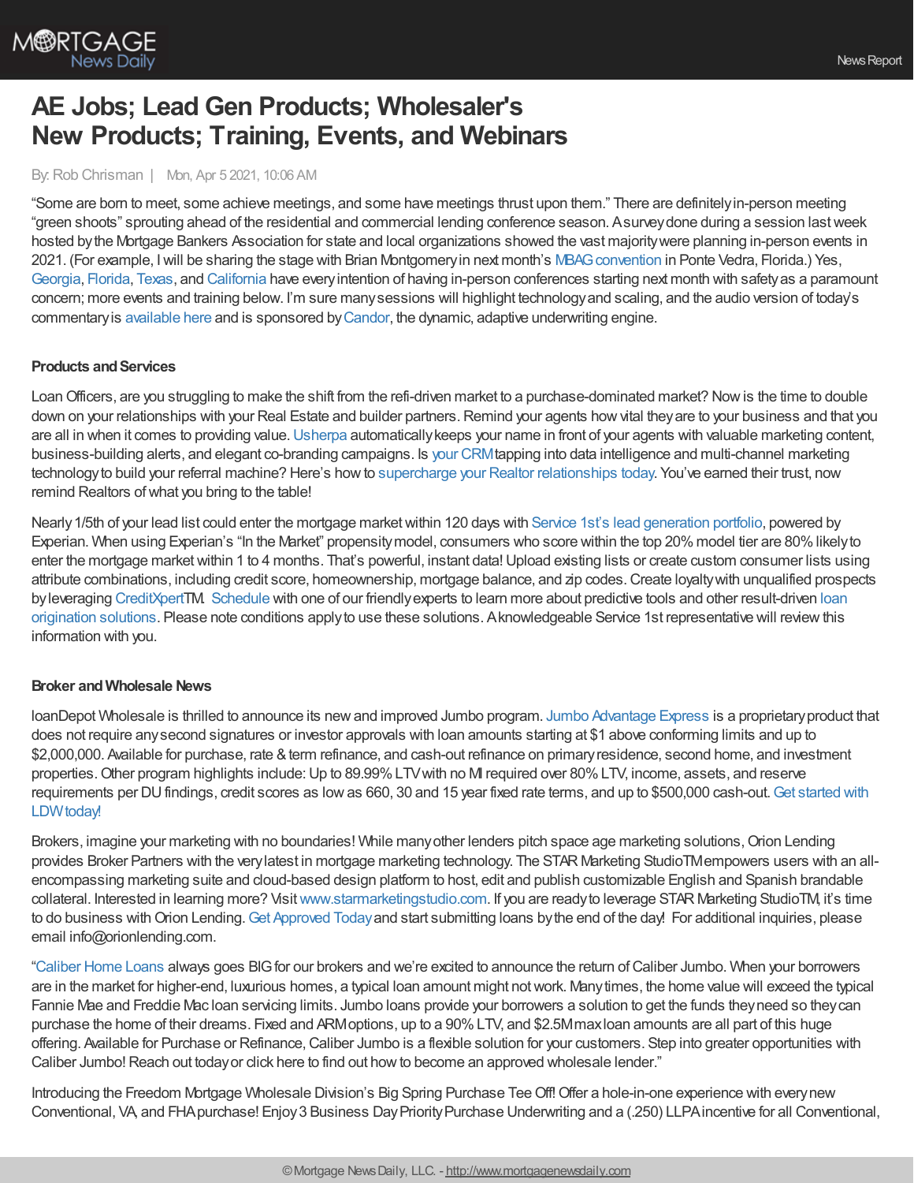# AE Jobs; Lead Gen Products; Wholesaler's New Products; Training, Events, and Webinars

By: Rob Chrisman | Mon, Apr 5 2021, 10:06 AM

"Some are born to meet, some achieve meetings, and some have meetings thrust upon them." There are definitely in-person meeting "green shoots" sprouting ahead of the residential and commercial lending conference season. A survey done during a session last week hosted by the Mortgage Bankers Association for state and local organizations showed the vast majority were planning in-person events in 2021. (For example, I will be sharing the stage with Brian Montgomery in next month's MBAG convention in Ponte Vedra, Florida.) Yes, Georgia, Florida, Texas, and California have every intention of having in-person conferences starting next month with safety as a paramount concern; more events and training below. I'm sure many sessions will highlight technology and scaling, and the audio version of today's commentary is available here and is sponsored by Candor, the dynamic, adaptive underwriting engine.

**Products and Services**

Loan Officers, are you struggling to make the shift from the refi-driven market to a purchase-dominated market? Now is the time to double down on your relationships with your Real Estate and builder partners. Remind your agents how vital they are to your business and that you are all in when it comes to providing value. Usherpa automatically keeps your name in front of your agents with valuable marketing content, business-building alerts, and elegant co-branding campaigns. Is your CRM tapping into data intelligence and multi-channel marketing technology to build your referral machine? Here's how to supercharge your Realtor relationships today. You've earned their trust, now remind Realtors of what you bring to the table!

Nearly 1/5th of your lead list could enter the mortgage market within 120 days with Service 1st's lead generation portfolio, powered by Experian. When using Experian's "In the Market" propensity model, consumers who score within the top 20% model tier are 80% likely to enter the mortgage market within 1 to 4 months. That's powerful, instant data! Upload existing lists or create custom consumer lists using attribute combinations, including credit score, homeownership, mortgage balance, and zip codes. Create loyalty with unqualified prospects by leveraging CreditXpertTM. Schedule with one of our friendly experts to learn more about predictive tools and other result-driven loan origination solutions. Please note conditions apply to use these solutions. A knowledgeable Service 1st representative will review this information with you.

**Broker and Wholesale News**

loanDepot Wholesale is thrilled to announce its new and improved Jumbo program. Jumbo Advantage Express is a proprietary product that does not require any second signatures or investor approvals with loan amounts starting at $1 above conforming limits and up to $2,000,000. Available for purchase, rate & term refinance, and cash-out refinance on primary residence, second home, and investment properties. Other program highlights include: Up to 89.99% LTV with no MI required over 80% LTV, income, assets, and reserve requirements per DU findings, credit scores as low as 660, 30 and 15 year fixed rate terms, and up to $500,000 cash-out. Get started with LDW today!

Brokers, imagine your marketing with no boundaries! While many other lenders pitch space age marketing solutions, Orion Lending provides Broker Partners with the very latest in mortgage marketing technology. The STAR Marketing StudioTM empowers users with an all-encompassing marketing suite and cloud-based design platform to host, edit and publish customizable English and Spanish brandable collateral. Interested in learning more? Visit www.starmarketingstudio.com. If you are ready to leverage STAR Marketing StudioTM, it's time to do business with Orion Lending. Get Approved Today and start submitting loans by the end of the day! For additional inquiries, please email info@orionlending.com.

"Caliber Home Loans always goes BIG for our brokers and we're excited to announce the return of Caliber Jumbo. When your borrowers are in the market for higher-end, luxurious homes, a typical loan amount might not work. Many times, the home value will exceed the typical Fannie Mae and Freddie Mac loan servicing limits. Jumbo loans provide your borrowers a solution to get the funds they need so they can purchase the home of their dreams. Fixed and ARM options, up to a 90% LTV, and $2.5M max loan amounts are all part of this huge offering. Available for Purchase or Refinance, Caliber Jumbo is a flexible solution for your customers. Step into greater opportunities with Caliber Jumbo! Reach out today or click here to find out how to become an approved wholesale lender."

Introducing the Freedom Mortgage Wholesale Division's Big Spring Purchase Tee Off! Offer a hole-in-one experience with every new Conventional, VA, and FHA purchase! Enjoy 3 Business Day Priority Purchase Underwriting and a (.250) LLPA incentive for all Conventional,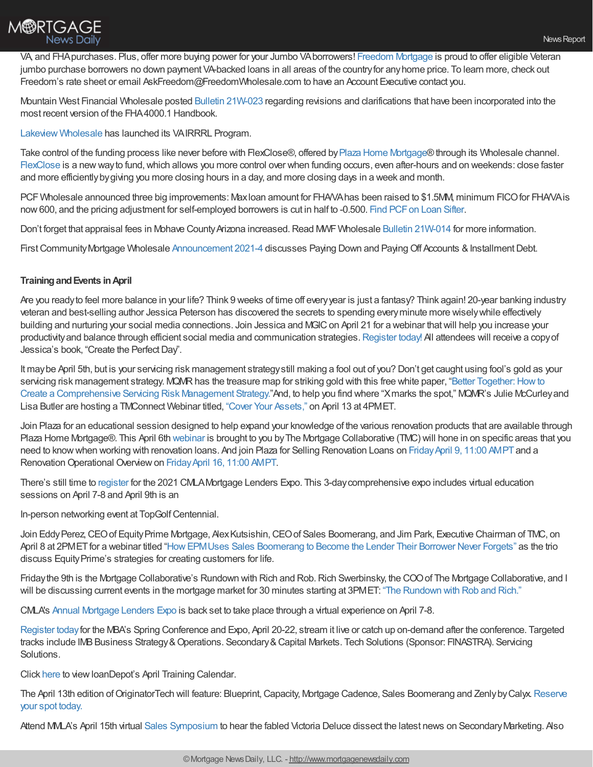VA, and FHA purchases. Plus, offer more buying power for your Jumbo VA borrowers! Freedom Mortgage is proud to offer eligible Veteran jumbo purchase borrowers no down payment VA-backed loans in all areas of the country for any home price. To learn more, check out Freedom's rate sheet or email AskFreedom@FreedomWholesale.com to have an Account Executive contact you.

Mountain West Financial Wholesale posted Bulletin 21W-023 regarding revisions and clarifications that have been incorporated into the most recent version of the FHA 4000.1 Handbook.

Lakeview Wholesale has launched its VA IRRRL Program.

Take control of the funding process like never before with FlexClose®, offered by Plaza Home Mortgage® through its Wholesale channel. FlexClose is a new way to fund, which allows you more control over when funding occurs, even after-hours and on weekends: close faster and more efficiently by giving you more closing hours in a day, and more closing days in a week and month.

PCF Wholesale announced three big improvements: Max loan amount for FHA/VA has been raised to $1.5MM, minimum FICO for FHA/VA is now 600, and the pricing adjustment for self-employed borrowers is cut in half to -0.500. Find PCF on Loan Sifter.

Don't forget that appraisal fees in Mohave County Arizona increased. Read MWF Wholesale Bulletin 21W-014 for more information.

First Community Mortgage Wholesale Announcement 2021-4 discusses Paying Down and Paying Off Accounts & Installment Debt.

**Training and Events in April**

Are you ready to feel more balance in your life? Think 9 weeks of time off every year is just a fantasy? Think again! 20-year banking industry veteran and best-selling author Jessica Peterson has discovered the secrets to spending every minute more wisely while effectively building and nurturing your social media connections. Join Jessica and MGIC on April 21 for a webinar that will help you increase your productivity and balance through efficient social media and communication strategies. Register today! All attendees will receive a copy of Jessica's book, "Create the Perfect Day".

It may be April 5th, but is your servicing risk management strategy still making a fool out of you? Don't get caught using fool's gold as your servicing risk management strategy. MQMR has the treasure map for striking gold with this free white paper, "Better Together: How to Create a Comprehensive Servicing Risk Management Strategy." And, to help you find where "X marks the spot," MQMR's Julie McCurley and Lisa Butler are hosting a TMConnect Webinar titled, "Cover Your Assets," on April 13 at 4PM ET.

Join Plaza for an educational session designed to help expand your knowledge of the various renovation products that are available through Plaza Home Mortgage®. This April 6th webinar is brought to you by The Mortgage Collaborative (TMC) will hone in on specific areas that you need to know when working with renovation loans. And join Plaza for Selling Renovation Loans on Friday April 9, 11:00 AM PT and a Renovation Operational Overview on Friday April 16, 11:00 AM PT.

There's still time to register for the 2021 CMLA Mortgage Lenders Expo. This 3-day comprehensive expo includes virtual education sessions on April 7-8 and April 9th is an

In-person networking event at TopGolf Centennial.

Join Eddy Perez, CEO of Equity Prime Mortgage, Alex Kutsishin, CEO of Sales Boomerang, and Jim Park, Executive Chairman of TMC, on April 8 at 2PM ET for a webinar titled "How EPM Uses Sales Boomerang to Become the Lender Their Borrower Never Forgets" as the trio discuss Equity Prime's strategies for creating customers for life.

Friday the 9th is the Mortgage Collaborative's Rundown with Rich and Rob. Rich Swerbinsky, the COO of The Mortgage Collaborative, and I will be discussing current events in the mortgage market for 30 minutes starting at 3PM ET: "The Rundown with Rob and Rich."

CMLA's Annual Mortgage Lenders Expo is back set to take place through a virtual experience on April 7-8.

Register today for the MBA's Spring Conference and Expo, April 20-22, stream it live or catch up on-demand after the conference. Targeted tracks include IMB Business Strategy & Operations. Secondary & Capital Markets. Tech Solutions (Sponsor: FINASTRA). Servicing Solutions.

Click here to view loanDepot's April Training Calendar.

The April 13th edition of OriginatorTech will feature: Blueprint, Capacity, Mortgage Cadence, Sales Boomerang and Zenly by Calyx. Reserve your spot today.

Attend MMLA's April 15th virtual Sales Symposium to hear the fabled Victoria Deluce dissect the latest news on Secondary Marketing. Also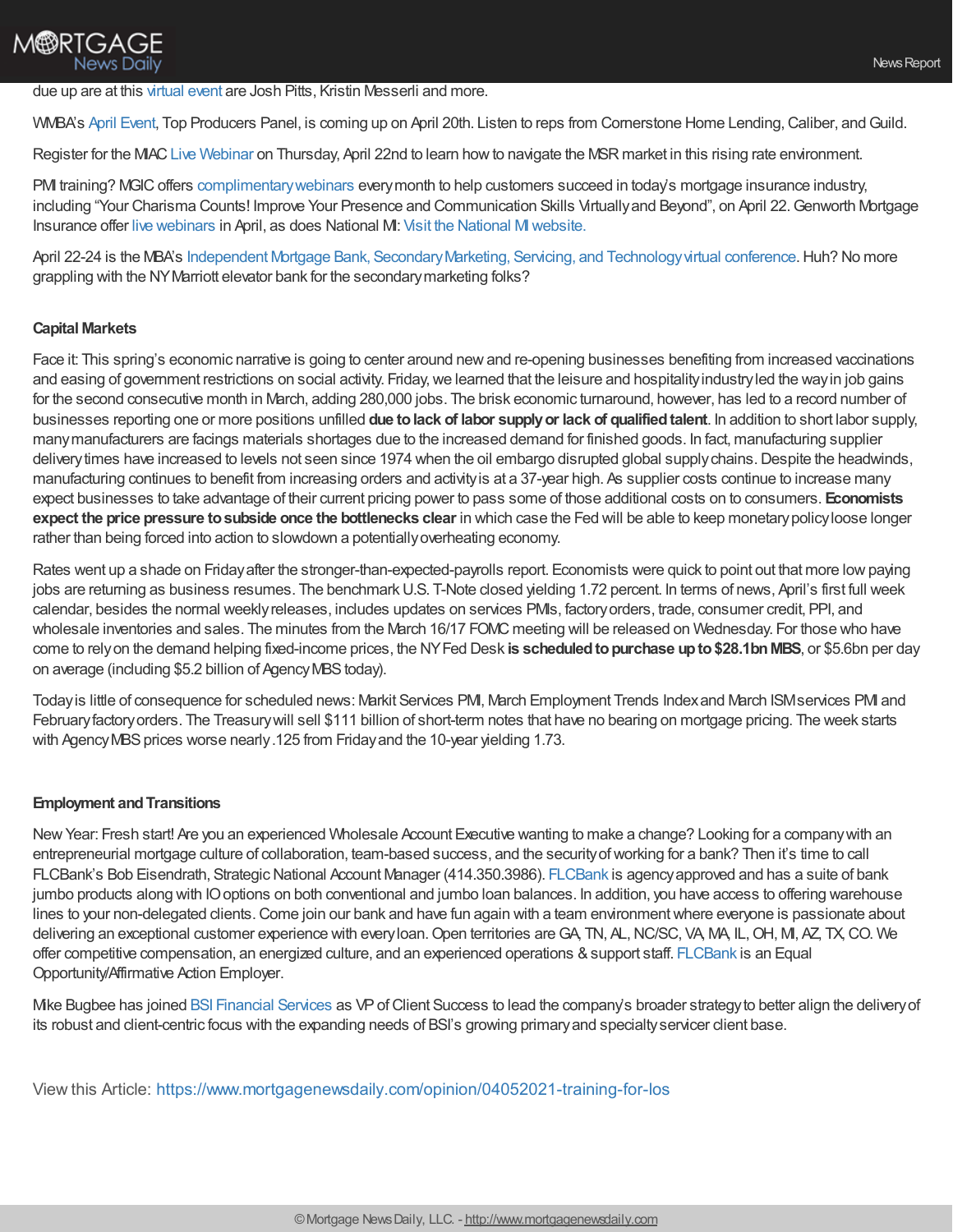due up are at this virtual event are Josh Pitts, Kristin Messerli and more.

WMBA's April Event, Top Producers Panel, is coming up on April 20th. Listen to reps from Cornerstone Home Lending, Caliber, and Guild.

Register for the MIAC Live Webinar on Thursday, April 22nd to learn how to navigate the MSR market in this rising rate environment.

PMI training? MGIC offers complimentary webinars every month to help customers succeed in today's mortgage insurance industry, including "Your Charisma Counts! Improve Your Presence and Communication Skills Virtually and Beyond", on April 22. Genworth Mortgage Insurance offer live webinars in April, as does National MI: Visit the National MI website.

April 22-24 is the MBA's Independent Mortgage Bank, Secondary Marketing, Servicing, and Technology virtual conference. Huh? No more grappling with the NY Marriott elevator bank for the secondary marketing folks?

**Capital Markets**

Face it: This spring's economic narrative is going to center around new and re-opening businesses benefiting from increased vaccinations and easing of government restrictions on social activity. Friday, we learned that the leisure and hospitality industry led the way in job gains for the second consecutive month in March, adding 280,000 jobs. The brisk economic turnaround, however, has led to a record number of businesses reporting one or more positions unfilled **due to lack of labor supply or lack of qualified talent**. In addition to short labor supply, many manufacturers are facings materials shortages due to the increased demand for finished goods. In fact, manufacturing supplier delivery times have increased to levels not seen since 1974 when the oil embargo disrupted global supply chains. Despite the headwinds, manufacturing continues to benefit from increasing orders and activity is at a 37-year high. As supplier costs continue to increase many expect businesses to take advantage of their current pricing power to pass some of those additional costs on to consumers. **Economists expect the price pressure to subside once the bottlenecks clear** in which case the Fed will be able to keep monetary policy loose longer rather than being forced into action to slowdown a potentially overheating economy.

Rates went up a shade on Friday after the stronger-than-expected-payrolls report. Economists were quick to point out that more low paying jobs are returning as business resumes. The benchmark U.S. T-Note closed yielding 1.72 percent. In terms of news, April's first full week calendar, besides the normal weekly releases, includes updates on services PMIs, factory orders, trade, consumer credit, PPI, and wholesale inventories and sales. The minutes from the March 16/17 FOMC meeting will be released on Wednesday. For those who have come to rely on the demand helping fixed-income prices, the NY Fed Desk **is scheduled to purchase up to $28.1bn MBS**, or $5.6bn per day on average (including $5.2 billion of Agency MBS today).

Today is little of consequence for scheduled news: Markit Services PMI, March Employment Trends Index and March ISM services PMI and February factory orders. The Treasury will sell $111 billion of short-term notes that have no bearing on mortgage pricing. The week starts with Agency MBS prices worse nearly .125 from Friday and the 10-year yielding 1.73.

**Employment and Transitions**

New Year: Fresh start! Are you an experienced Wholesale Account Executive wanting to make a change? Looking for a company with an entrepreneurial mortgage culture of collaboration, team-based success, and the security of working for a bank? Then it's time to call FLCBank's Bob Eisendrath, Strategic National Account Manager (414.350.3986). FLCBank is agency approved and has a suite of bank jumbo products along with IO options on both conventional and jumbo loan balances. In addition, you have access to offering warehouse lines to your non-delegated clients. Come join our bank and have fun again with a team environment where everyone is passionate about delivering an exceptional customer experience with every loan. Open territories are GA, TN, AL, NC/SC, VA, MA, IL, OH, MI, AZ, TX, CO. We offer competitive compensation, an energized culture, and an experienced operations & support staff. FLCBank is an Equal Opportunity/Affirmative Action Employer.

Mike Bugbee has joined BSI Financial Services as VP of Client Success to lead the company's broader strategy to better align the delivery of its robust and client-centric focus with the expanding needs of BSI's growing primary and specialty servicer client base.

View this Article: https://www.mortgagenewsdaily.com/opinion/04052021-training-for-los